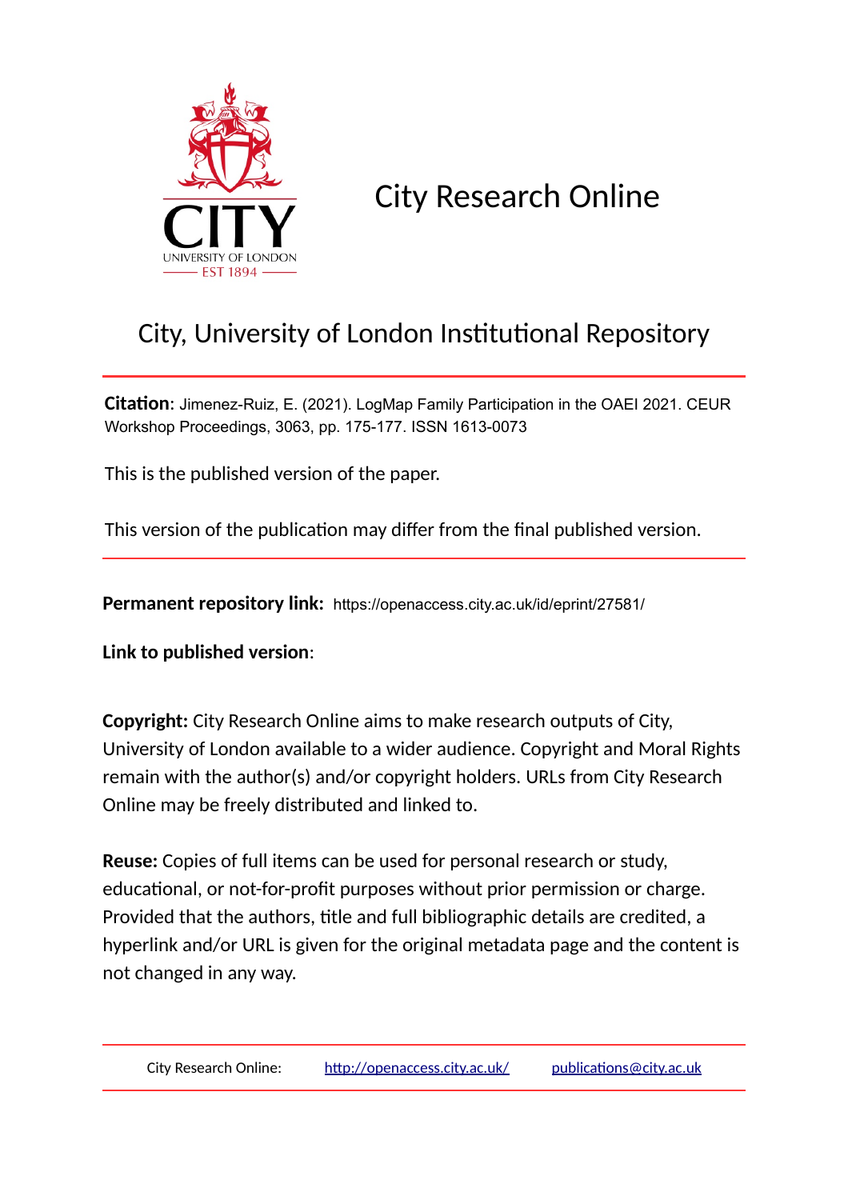# City Research Online

## City, University of London Institutional Repository

**Citation**: Jimenez-Ruiz, E. (2021). LogMap Family Participation in the OAEI 2021. CEUR Workshop Proceedings, 3063, pp. 175-177. ISSN 1613-0073

This is the published version of the paper.

This version of the publication may differ from the final published version.

**Permanent repository link:** https://openaccess.city.ac.uk/id/eprint/27581/

**Link to published version**:

**Copyright:** City Research Online aims to make research outputs of City, University of London available to a wider audience. Copyright and Moral Rights remain with the author(s) and/or copyright holders. URLs from City Research Online may be freely distributed and linked to.

**Reuse:** Copies of full items can be used for personal research or study, educational, or not-for-profit purposes without prior permission or charge. Provided that the authors, title and full bibliographic details are credited, a hyperlink and/or URL is given for the original metadata page and the content is not changed in any way.

City Research Online: http://openaccess.city.ac.uk/ publications@city.ac.uk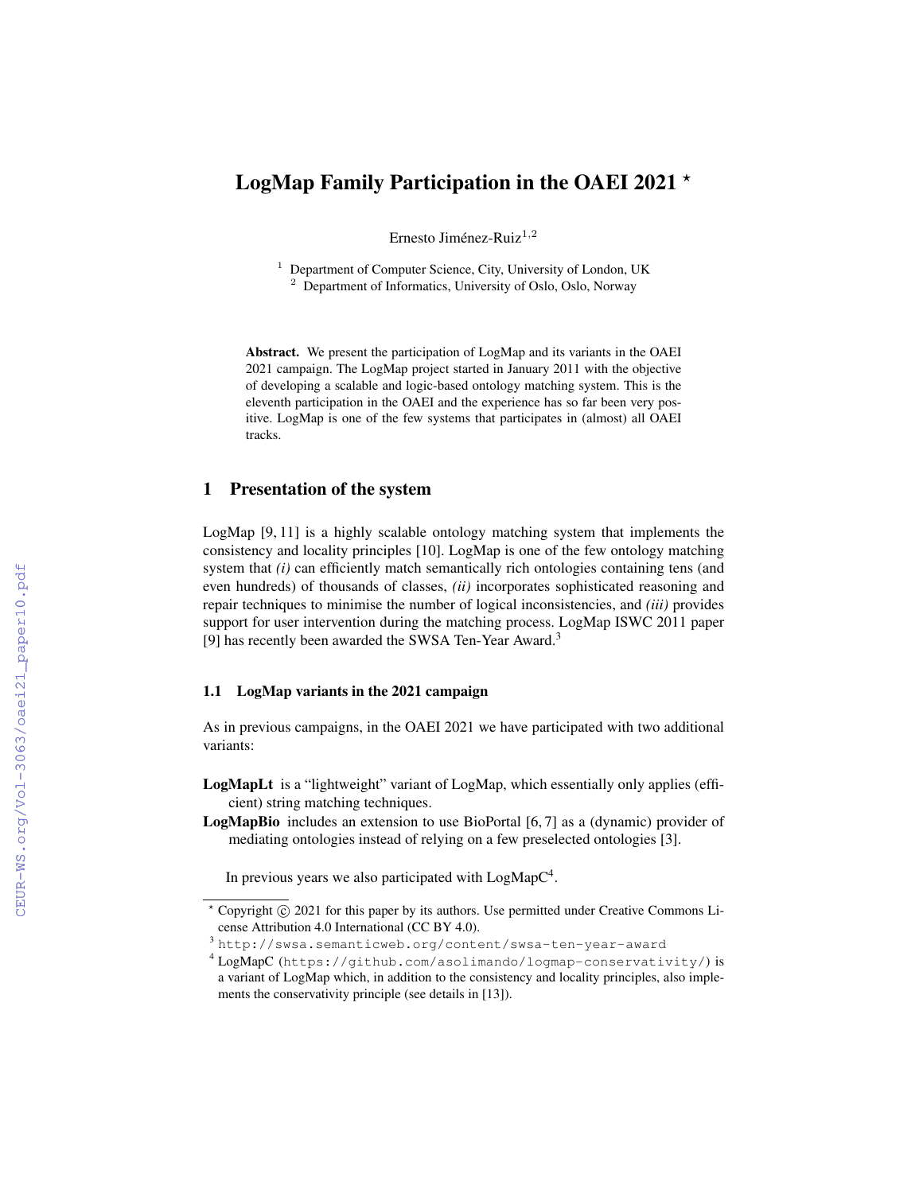# LogMap Family Participation in the OAEI 2021 *

Ernesto Jiménez-Ruiz[1,2]

[1] Department of Computer Science, City, University of London, UK
[2] Department of Informatics, University of Oslo, Oslo, Norway

**Abstract.** We present the participation of LogMap and its variants in the OAEI 2021 campaign. The LogMap project started in January 2011 with the objective of developing a scalable and logic-based ontology matching system. This is the eleventh participation in the OAEI and the experience has so far been very positive. LogMap is one of the few systems that participates in (almost) all OAEI tracks.

## 1 Presentation of the system

LogMap [9, 11] is a highly scalable ontology matching system that implements the consistency and locality principles [10]. LogMap is one of the few ontology matching system that *(i)* can efficiently match semantically rich ontologies containing tens (and even hundreds) of thousands of classes, *(ii)* incorporates sophisticated reasoning and repair techniques to minimise the number of logical inconsistencies, and *(iii)* provides support for user intervention during the matching process. LogMap ISWC 2011 paper [9] has recently been awarded the SWSA Ten-Year Award.[3]

### 1.1 LogMap variants in the 2021 campaign

As in previous campaigns, in the OAEI 2021 we have participated with two additional variants:

**LogMapLt** is a "lightweight" variant of LogMap, which essentially only applies (efficient) string matching techniques.

**LogMapBio** includes an extension to use BioPortal [6, 7] as a (dynamic) provider of mediating ontologies instead of relying on a few preselected ontologies [3].

In previous years we also participated with LogMapC[4].

* Copyright © 2021 for this paper by its authors. Use permitted under Creative Commons License Attribution 4.0 International (CC BY 4.0).

[3] http://swsa.semanticweb.org/content/swsa-ten-year-award

[4] LogMapC (https://github.com/asolimando/logmap-conservativity/) is a variant of LogMap which, in addition to the consistency and locality principles, also implements the conservativity principle (see details in [13]).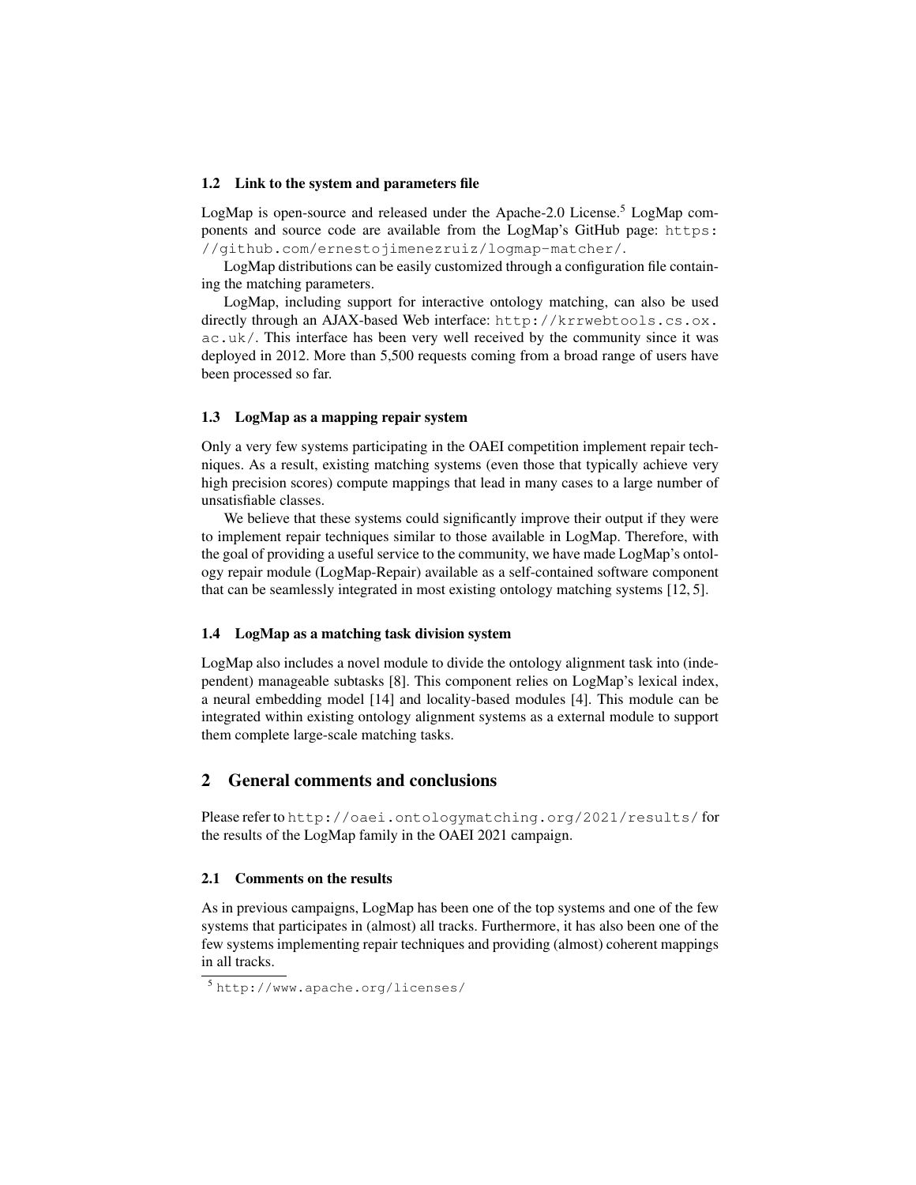### 1.2 Link to the system and parameters file

LogMap is open-source and released under the Apache-2.0 License.[5] LogMap components and source code are available from the LogMap's GitHub page: https://github.com/ernestojimenezruiz/logmap-matcher/.

LogMap distributions can be easily customized through a configuration file containing the matching parameters.

LogMap, including support for interactive ontology matching, can also be used directly through an AJAX-based Web interface: http://krrwebtools.cs.ox.ac.uk/. This interface has been very well received by the community since it was deployed in 2012. More than 5,500 requests coming from a broad range of users have been processed so far.

### 1.3 LogMap as a mapping repair system

Only a very few systems participating in the OAEI competition implement repair techniques. As a result, existing matching systems (even those that typically achieve very high precision scores) compute mappings that lead in many cases to a large number of unsatisfiable classes.

We believe that these systems could significantly improve their output if they were to implement repair techniques similar to those available in LogMap. Therefore, with the goal of providing a useful service to the community, we have made LogMap's ontology repair module (LogMap-Repair) available as a self-contained software component that can be seamlessly integrated in most existing ontology matching systems [12, 5].

### 1.4 LogMap as a matching task division system

LogMap also includes a novel module to divide the ontology alignment task into (independent) manageable subtasks [8]. This component relies on LogMap's lexical index, a neural embedding model [14] and locality-based modules [4]. This module can be integrated within existing ontology alignment systems as a external module to support them complete large-scale matching tasks.

## 2 General comments and conclusions

Please refer to http://oaei.ontologymatching.org/2021/results/ for the results of the LogMap family in the OAEI 2021 campaign.

### 2.1 Comments on the results

As in previous campaigns, LogMap has been one of the top systems and one of the few systems that participates in (almost) all tracks. Furthermore, it has also been one of the few systems implementing repair techniques and providing (almost) coherent mappings in all tracks.

[5] http://www.apache.org/licenses/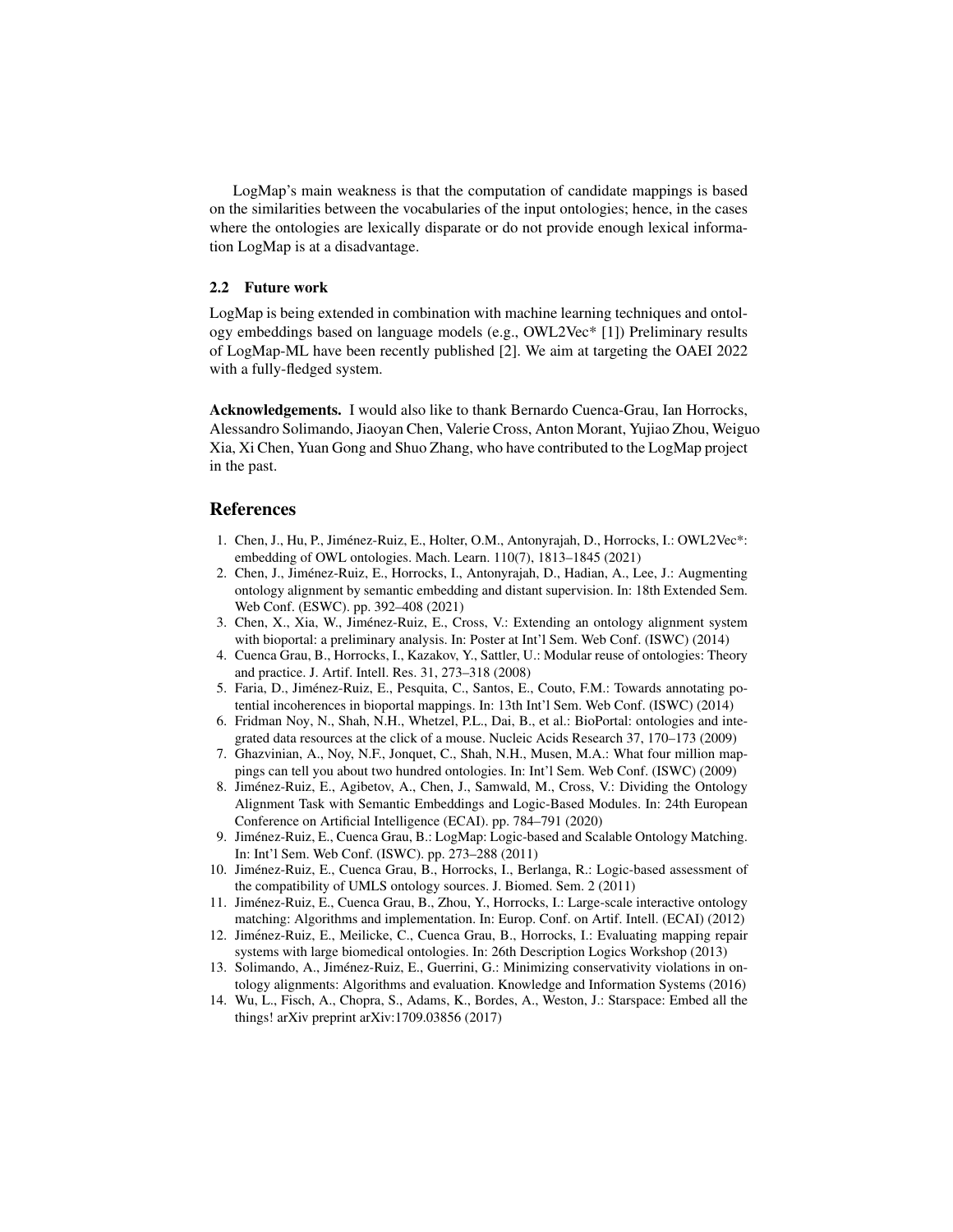LogMap's main weakness is that the computation of candidate mappings is based on the similarities between the vocabularies of the input ontologies; hence, in the cases where the ontologies are lexically disparate or do not provide enough lexical information LogMap is at a disadvantage.

### 2.2 Future work

LogMap is being extended in combination with machine learning techniques and ontology embeddings based on language models (e.g., OWL2Vec* [1]) Preliminary results of LogMap-ML have been recently published [2]. We aim at targeting the OAEI 2022 with a fully-fledged system.

**Acknowledgements.** I would also like to thank Bernardo Cuenca-Grau, Ian Horrocks, Alessandro Solimando, Jiaoyan Chen, Valerie Cross, Anton Morant, Yujiao Zhou, Weiguo Xia, Xi Chen, Yuan Gong and Shuo Zhang, who have contributed to the LogMap project in the past.

## References

1. Chen, J., Hu, P., Jiménez-Ruiz, E., Holter, O.M., Antonyrajah, D., Horrocks, I.: OWL2Vec*: embedding of OWL ontologies. Mach. Learn. 110(7), 1813–1845 (2021)
2. Chen, J., Jiménez-Ruiz, E., Horrocks, I., Antonyrajah, D., Hadian, A., Lee, J.: Augmenting ontology alignment by semantic embedding and distant supervision. In: 18th Extended Sem. Web Conf. (ESWC). pp. 392–408 (2021)
3. Chen, X., Xia, W., Jiménez-Ruiz, E., Cross, V.: Extending an ontology alignment system with bioportal: a preliminary analysis. In: Poster at Int'l Sem. Web Conf. (ISWC) (2014)
4. Cuenca Grau, B., Horrocks, I., Kazakov, Y., Sattler, U.: Modular reuse of ontologies: Theory and practice. J. Artif. Intell. Res. 31, 273–318 (2008)
5. Faria, D., Jiménez-Ruiz, E., Pesquita, C., Santos, E., Couto, F.M.: Towards annotating potential incoherences in bioportal mappings. In: 13th Int'l Sem. Web Conf. (ISWC) (2014)
6. Fridman Noy, N., Shah, N.H., Whetzel, P.L., Dai, B., et al.: BioPortal: ontologies and integrated data resources at the click of a mouse. Nucleic Acids Research 37, 170–173 (2009)
7. Ghazvinian, A., Noy, N.F., Jonquet, C., Shah, N.H., Musen, M.A.: What four million mappings can tell you about two hundred ontologies. In: Int'l Sem. Web Conf. (ISWC) (2009)
8. Jiménez-Ruiz, E., Agibetov, A., Chen, J., Samwald, M., Cross, V.: Dividing the Ontology Alignment Task with Semantic Embeddings and Logic-Based Modules. In: 24th European Conference on Artificial Intelligence (ECAI). pp. 784–791 (2020)
9. Jiménez-Ruiz, E., Cuenca Grau, B.: LogMap: Logic-based and Scalable Ontology Matching. In: Int'l Sem. Web Conf. (ISWC). pp. 273–288 (2011)
10. Jiménez-Ruiz, E., Cuenca Grau, B., Horrocks, I., Berlanga, R.: Logic-based assessment of the compatibility of UMLS ontology sources. J. Biomed. Sem. 2 (2011)
11. Jiménez-Ruiz, E., Cuenca Grau, B., Zhou, Y., Horrocks, I.: Large-scale interactive ontology matching: Algorithms and implementation. In: Europ. Conf. on Artif. Intell. (ECAI) (2012)
12. Jiménez-Ruiz, E., Meilicke, C., Cuenca Grau, B., Horrocks, I.: Evaluating mapping repair systems with large biomedical ontologies. In: 26th Description Logics Workshop (2013)
13. Solimando, A., Jiménez-Ruiz, E., Guerrini, G.: Minimizing conservativity violations in ontology alignments: Algorithms and evaluation. Knowledge and Information Systems (2016)
14. Wu, L., Fisch, A., Chopra, S., Adams, K., Bordes, A., Weston, J.: Starspace: Embed all the things! arXiv preprint arXiv:1709.03856 (2017)